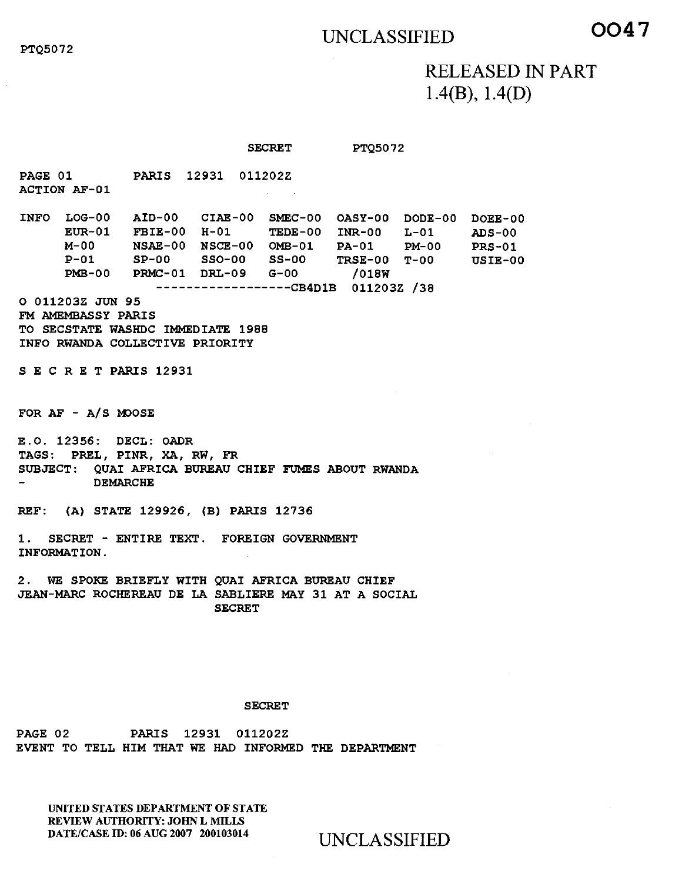RELEASED IN PART
1.4(B), 1.4(D)

SECRET PTQ5072

PAGE 01 PARIS 12931 011202Z
ACTION AF-01

```
INFO  LOG-00   AID-00   CIAE-00  SMEC-00  OASY-00  DODE-00  DOEE-00
      EUR-01   FBIE-00  H-01     TEDE-00  INR-00   L-01     ADS-00
      M-00     NSAE-00  NSCE-00  OMB-01   PA-01    PM-00    PRS-01
      P-01     SP-00    SSO-00   SS-00    TRSE-00  T-00     USIE-00
      PMB-00   PRMC-01  DRL-09   G-00      /018W
                  ------------------CB4D1B  011203Z /38
```

O 011203Z JUN 95
FM AMEMBASSY PARIS
TO SECSTATE WASHDC IMMEDIATE 1988
INFO RWANDA COLLECTIVE PRIORITY

S E C R E T PARIS 12931

FOR AF - A/S MOOSE

E.O. 12356: DECL: OADR
TAGS: PREL, PINR, XA, RW, FR
SUBJECT: QUAI AFRICA BUREAU CHIEF FUMES ABOUT RWANDA
- DEMARCHE

REF: (A) STATE 129926, (B) PARIS 12736

1. SECRET - ENTIRE TEXT. FOREIGN GOVERNMENT INFORMATION.

2. WE SPOKE BRIEFLY WITH QUAI AFRICA BUREAU CHIEF JEAN-MARC ROCHEREAU DE LA SABLIERE MAY 31 AT A SOCIAL

SECRET

SECRET

PAGE 02 PARIS 12931 011202Z
EVENT TO TELL HIM THAT WE HAD INFORMED THE DEPARTMENT

UNITED STATES DEPARTMENT OF STATE
REVIEW AUTHORITY: JOHN L MILLS
DATE/CASE ID: 06 AUG 2007 200103014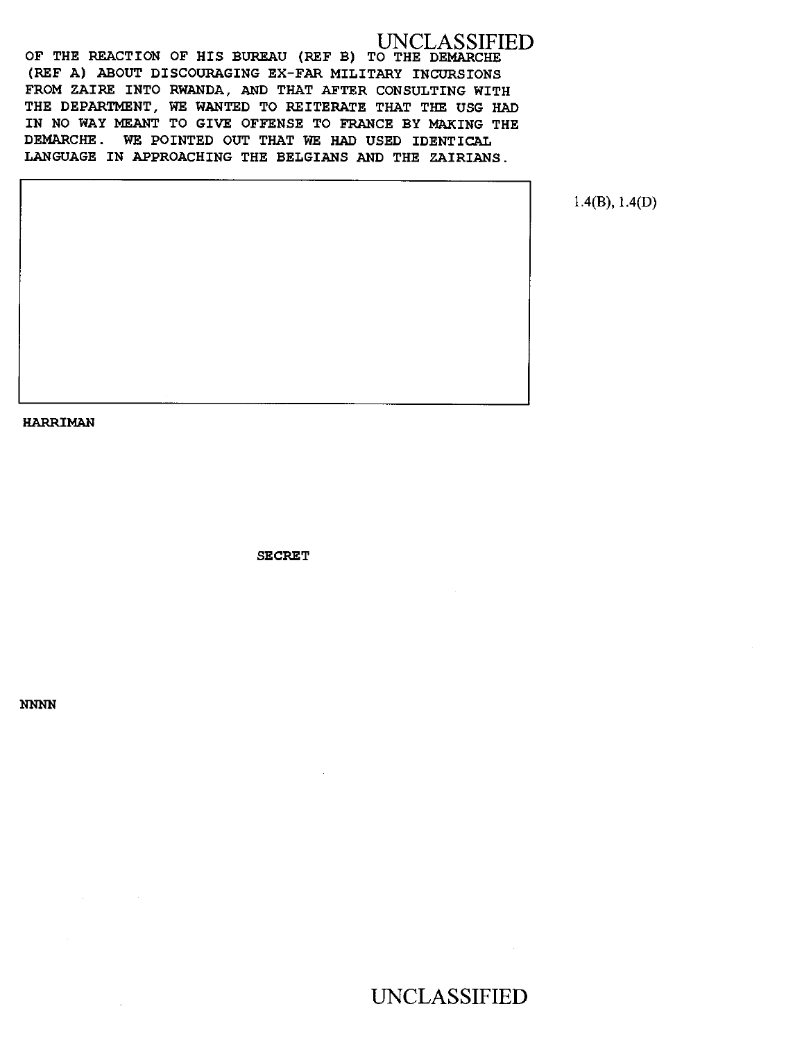OF THE REACTION OF HIS BUREAU (REF B) TO THE DEMARCHE (REF A) ABOUT DISCOURAGING EX-FAR MILITARY INCURSIONS FROM ZAIRE INTO RWANDA, AND THAT AFTER CONSULTING WITH THE DEPARTMENT, WE WANTED TO REITERATE THAT THE USG HAD IN NO WAY MEANT TO GIVE OFFENSE TO FRANCE BY MAKING THE DEMARCHE. WE POINTED OUT THAT WE HAD USED IDENTICAL LANGUAGE IN APPROACHING THE BELGIANS AND THE ZAIRIANS.

1.4(B), 1.4(D)

HARRIMAN

SECRET

NNNN